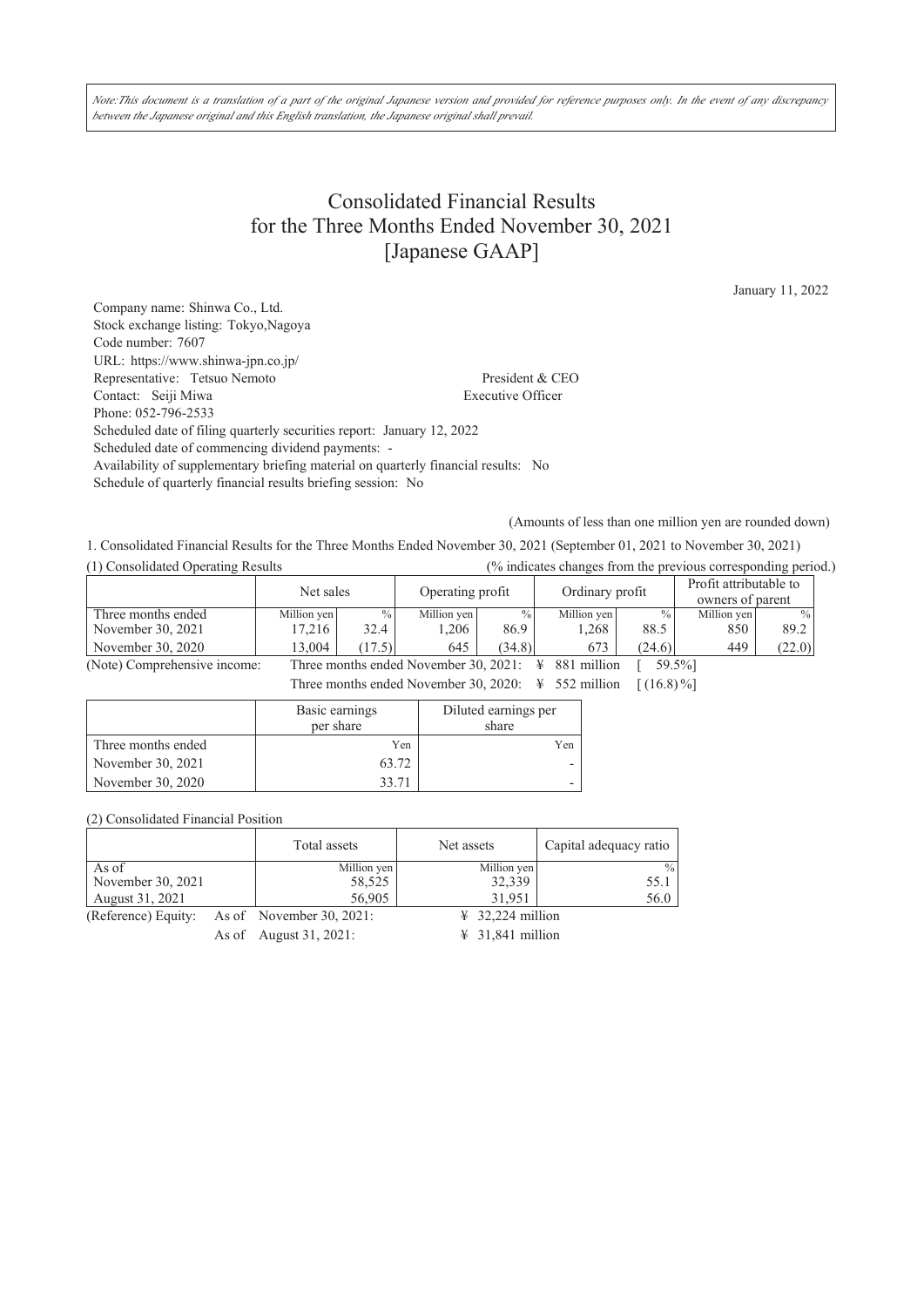*Note:This document is a translation of a part of the original Japanese version and provided for reference purposes only. In the event of any discrepancy between the Japanese original and this English translation, the Japanese original shall prevail.*

# Consolidated Financial Results for the Three Months Ended November 30, 2021 [Japanese GAAP]

January 11, 2022

Company name: Shinwa Co., Ltd.
Stock exchange listing: Tokyo,Nagoya
Code number: 7607
URL: https://www.shinwa-jpn.co.jp/
Representative: Tetsuo Nemoto President & CEO
Contact: Seiji Miwa Executive Officer
Phone: 052-796-2533
Scheduled date of filing quarterly securities report: January 12, 2022
Scheduled date of commencing dividend payments: -
Availability of supplementary briefing material on quarterly financial results: No
Schedule of quarterly financial results briefing session: No

(Amounts of less than one million yen are rounded down)

1. Consolidated Financial Results for the Three Months Ended November 30, 2021 (September 01, 2021 to November 30, 2021)

(1) Consolidated Operating Results (% indicates changes from the previous corresponding period.)

| | Net sales | | Operating profit | | Ordinary profit | | Profit attributable to owners of parent | |
|---|---|---|---|---|---|---|---|---|
| Three months ended | Million yen | % | Million yen | % | Million yen | % | Million yen | % |
| November 30, 2021 | 17,216 | 32.4 | 1,206 | 86.9 | 1,268 | 88.5 | 850 | 89.2 |
| November 30, 2020 | 13,004 | (17.5) | 645 | (34.8) | 673 | (24.6) | 449 | (22.0) |

(Note) Comprehensive income: Three months ended November 30, 2021: ¥ 881 million [ 59.5%]
Three months ended November 30, 2020: ¥ 552 million [ (16.8) %]

| | Basic earnings per share | Diluted earnings per share |
|---|---|---|
| Three months ended | Yen | Yen |
| November 30, 2021 | 63.72 | - |
| November 30, 2020 | 33.71 | - |

(2) Consolidated Financial Position

| | Total assets | Net assets | Capital adequacy ratio |
|---|---|---|---|
| As of | Million yen | Million yen | % |
| November 30, 2021 | 58,525 | 32,339 | 55.1 |
| August 31, 2021 | 56,905 | 31,951 | 56.0 |

(Reference) Equity: As of November 30, 2021: ¥ 32,224 million
As of August 31, 2021: ¥ 31,841 million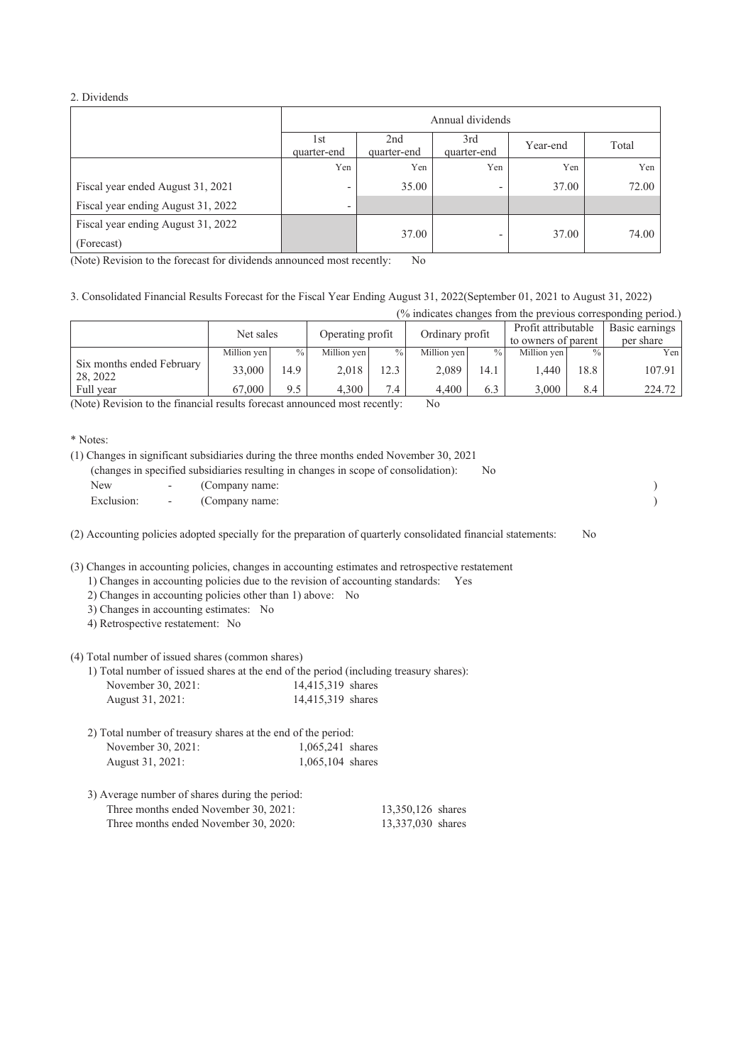## 2. Dividends

| | Annual dividends | | | | |
|---|---|---|---|---|---|
| | 1st quarter-end | 2nd quarter-end | 3rd quarter-end | Year-end | Total |
| | Yen | Yen | Yen | Yen | Yen |
| Fiscal year ended August 31, 2021 | - | 35.00 | - | 37.00 | 72.00 |
| Fiscal year ending August 31, 2022 | - | | | | |
| Fiscal year ending August 31, 2022 (Forecast) | | 37.00 | - | 37.00 | 74.00 |

(Note) Revision to the forecast for dividends announced most recently: No

## 3. Consolidated Financial Results Forecast for the Fiscal Year Ending August 31, 2022(September 01, 2021 to August 31, 2022)

(% indicates changes from the previous corresponding period.)

| | Net sales | | Operating profit | | Ordinary profit | | Profit attributable to owners of parent | | Basic earnings per share |
|---|---|---|---|---|---|---|---|---|---|
| | Million yen | % | Million yen | % | Million yen | % | Million yen | % | Yen |
| Six months ended February 28, 2022 | 33,000 | 14.9 | 2,018 | 12.3 | 2,089 | 14.1 | 1,440 | 18.8 | 107.91 |
| Full year | 67,000 | 9.5 | 4,300 | 7.4 | 4,400 | 6.3 | 3,000 | 8.4 | 224.72 |

(Note) Revision to the financial results forecast announced most recently: No

\* Notes:

(1) Changes in significant subsidiaries during the three months ended November 30, 2021
(changes in specified subsidiaries resulting in changes in scope of consolidation): No

New - (Company name: )
Exclusion: - (Company name: )

(2) Accounting policies adopted specially for the preparation of quarterly consolidated financial statements: No

(3) Changes in accounting policies, changes in accounting estimates and retrospective restatement

1) Changes in accounting policies due to the revision of accounting standards: Yes
2) Changes in accounting policies other than 1) above: No
3) Changes in accounting estimates: No
4) Retrospective restatement: No

(4) Total number of issued shares (common shares)

1) Total number of issued shares at the end of the period (including treasury shares):
November 30, 2021: 14,415,319 shares
August 31, 2021: 14,415,319 shares

2) Total number of treasury shares at the end of the period:
November 30, 2021: 1,065,241 shares
August 31, 2021: 1,065,104 shares

3) Average number of shares during the period:
Three months ended November 30, 2021: 13,350,126 shares
Three months ended November 30, 2020: 13,337,030 shares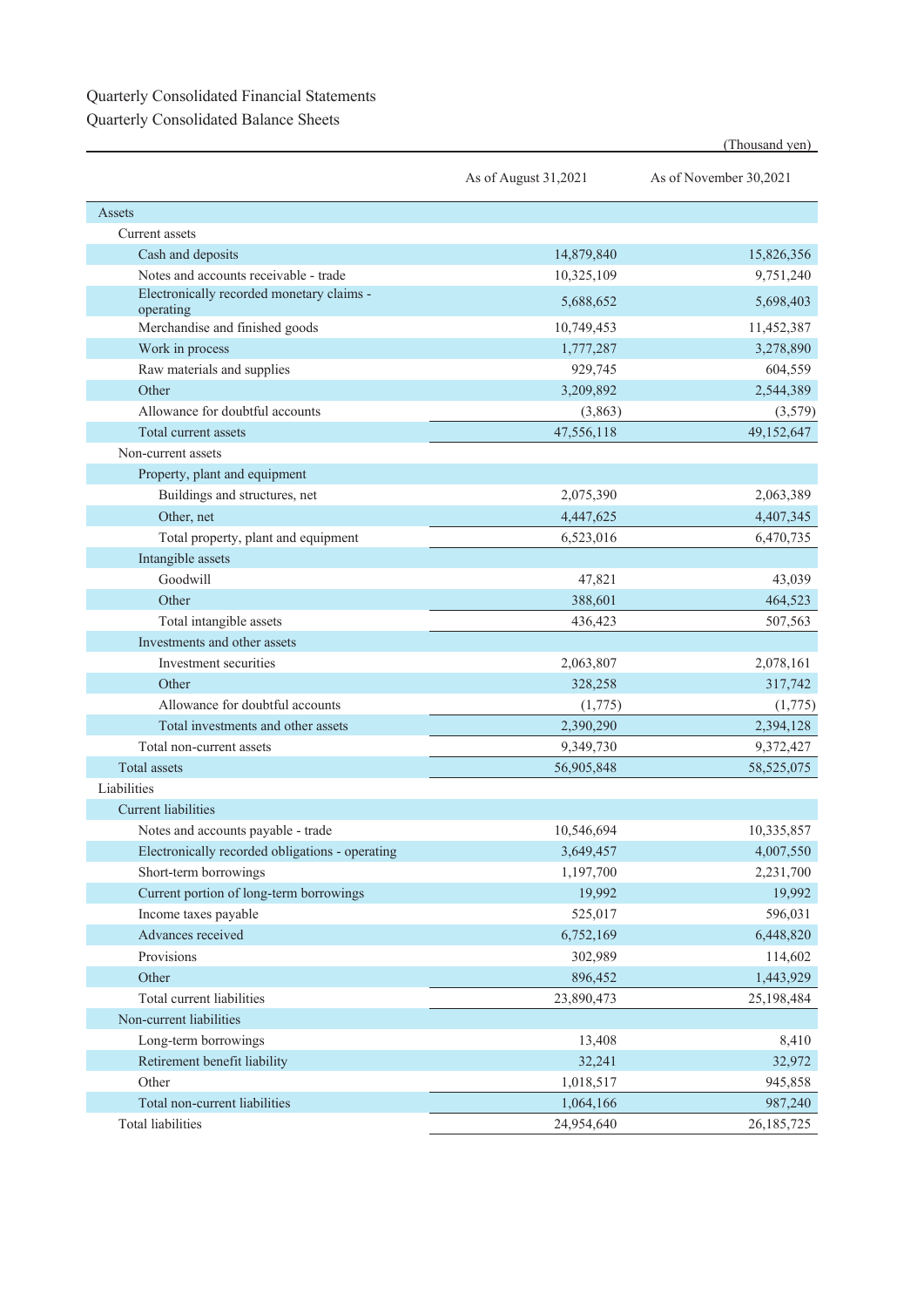Quarterly Consolidated Financial Statements

Quarterly Consolidated Balance Sheets

(Thousand yen)

| | As of August 31,2021 | As of November 30,2021 |
|---|---|---|
| Assets | | |
| Current assets | | |
| Cash and deposits | 14,879,840 | 15,826,356 |
| Notes and accounts receivable - trade | 10,325,109 | 9,751,240 |
| Electronically recorded monetary claims - operating | 5,688,652 | 5,698,403 |
| Merchandise and finished goods | 10,749,453 | 11,452,387 |
| Work in process | 1,777,287 | 3,278,890 |
| Raw materials and supplies | 929,745 | 604,559 |
| Other | 3,209,892 | 2,544,389 |
| Allowance for doubtful accounts | (3,863) | (3,579) |
| Total current assets | 47,556,118 | 49,152,647 |
| Non-current assets | | |
| Property, plant and equipment | | |
| Buildings and structures, net | 2,075,390 | 2,063,389 |
| Other, net | 4,447,625 | 4,407,345 |
| Total property, plant and equipment | 6,523,016 | 6,470,735 |
| Intangible assets | | |
| Goodwill | 47,821 | 43,039 |
| Other | 388,601 | 464,523 |
| Total intangible assets | 436,423 | 507,563 |
| Investments and other assets | | |
| Investment securities | 2,063,807 | 2,078,161 |
| Other | 328,258 | 317,742 |
| Allowance for doubtful accounts | (1,775) | (1,775) |
| Total investments and other assets | 2,390,290 | 2,394,128 |
| Total non-current assets | 9,349,730 | 9,372,427 |
| Total assets | 56,905,848 | 58,525,075 |
| Liabilities | | |
| Current liabilities | | |
| Notes and accounts payable - trade | 10,546,694 | 10,335,857 |
| Electronically recorded obligations - operating | 3,649,457 | 4,007,550 |
| Short-term borrowings | 1,197,700 | 2,231,700 |
| Current portion of long-term borrowings | 19,992 | 19,992 |
| Income taxes payable | 525,017 | 596,031 |
| Advances received | 6,752,169 | 6,448,820 |
| Provisions | 302,989 | 114,602 |
| Other | 896,452 | 1,443,929 |
| Total current liabilities | 23,890,473 | 25,198,484 |
| Non-current liabilities | | |
| Long-term borrowings | 13,408 | 8,410 |
| Retirement benefit liability | 32,241 | 32,972 |
| Other | 1,018,517 | 945,858 |
| Total non-current liabilities | 1,064,166 | 987,240 |
| Total liabilities | 24,954,640 | 26,185,725 |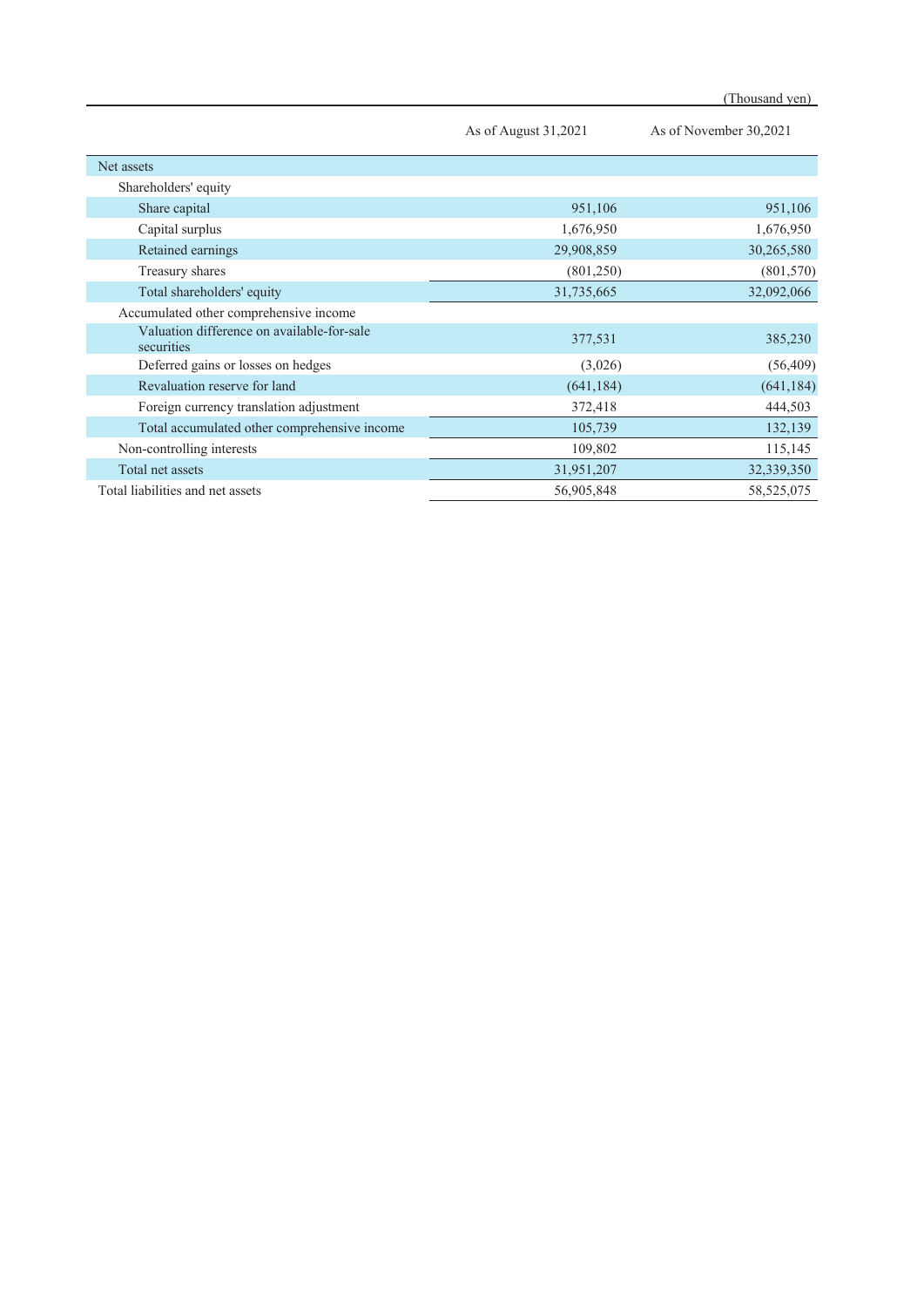(Thousand yen)

| | As of August 31,2021 | As of November 30,2021 |
|---|---|---|
| Net assets | | |
| Shareholders' equity | | |
| Share capital | 951,106 | 951,106 |
| Capital surplus | 1,676,950 | 1,676,950 |
| Retained earnings | 29,908,859 | 30,265,580 |
| Treasury shares | (801,250) | (801,570) |
| Total shareholders' equity | 31,735,665 | 32,092,066 |
| Accumulated other comprehensive income | | |
| Valuation difference on available-for-sale securities | 377,531 | 385,230 |
| Deferred gains or losses on hedges | (3,026) | (56,409) |
| Revaluation reserve for land | (641,184) | (641,184) |
| Foreign currency translation adjustment | 372,418 | 444,503 |
| Total accumulated other comprehensive income | 105,739 | 132,139 |
| Non-controlling interests | 109,802 | 115,145 |
| Total net assets | 31,951,207 | 32,339,350 |
| Total liabilities and net assets | 56,905,848 | 58,525,075 |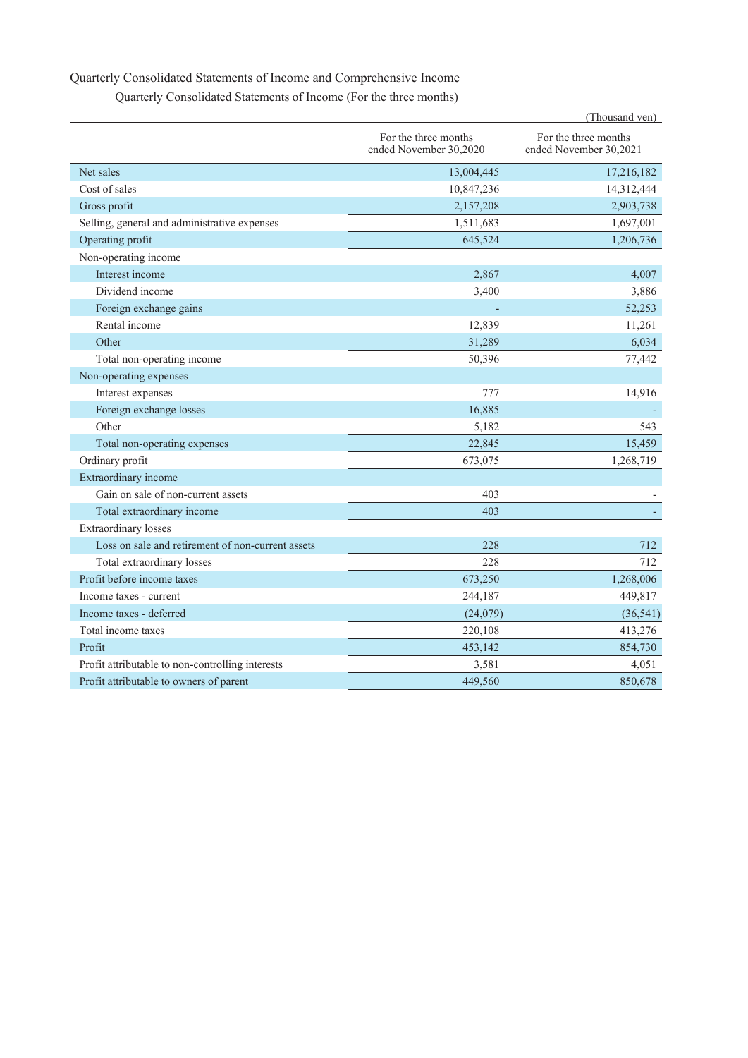## Quarterly Consolidated Statements of Income and Comprehensive Income

### Quarterly Consolidated Statements of Income (For the three months)

(Thousand yen)

| | For the three months ended November 30,2020 | For the three months ended November 30,2021 |
|---|---|---|
| Net sales | 13,004,445 | 17,216,182 |
| Cost of sales | 10,847,236 | 14,312,444 |
| Gross profit | 2,157,208 | 2,903,738 |
| Selling, general and administrative expenses | 1,511,683 | 1,697,001 |
| Operating profit | 645,524 | 1,206,736 |
| Non-operating income | | |
| Interest income | 2,867 | 4,007 |
| Dividend income | 3,400 | 3,886 |
| Foreign exchange gains | - | 52,253 |
| Rental income | 12,839 | 11,261 |
| Other | 31,289 | 6,034 |
| Total non-operating income | 50,396 | 77,442 |
| Non-operating expenses | | |
| Interest expenses | 777 | 14,916 |
| Foreign exchange losses | 16,885 | - |
| Other | 5,182 | 543 |
| Total non-operating expenses | 22,845 | 15,459 |
| Ordinary profit | 673,075 | 1,268,719 |
| Extraordinary income | | |
| Gain on sale of non-current assets | 403 | - |
| Total extraordinary income | 403 | - |
| Extraordinary losses | | |
| Loss on sale and retirement of non-current assets | 228 | 712 |
| Total extraordinary losses | 228 | 712 |
| Profit before income taxes | 673,250 | 1,268,006 |
| Income taxes - current | 244,187 | 449,817 |
| Income taxes - deferred | (24,079) | (36,541) |
| Total income taxes | 220,108 | 413,276 |
| Profit | 453,142 | 854,730 |
| Profit attributable to non-controlling interests | 3,581 | 4,051 |
| Profit attributable to owners of parent | 449,560 | 850,678 |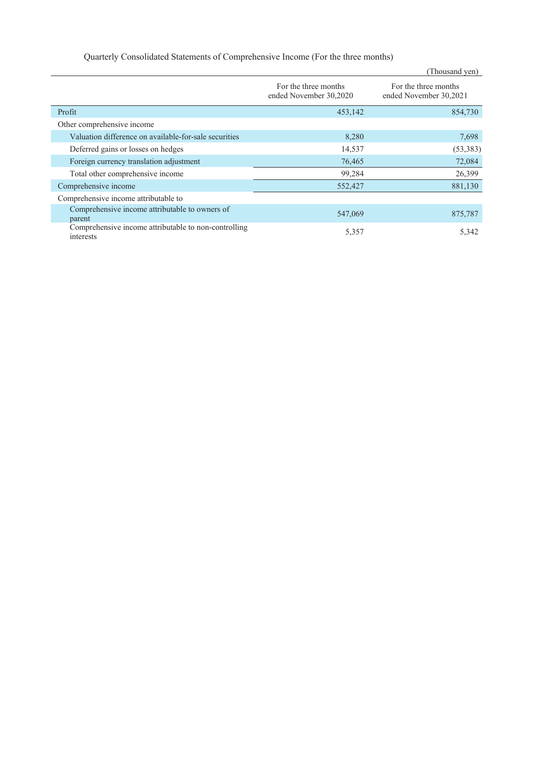Quarterly Consolidated Statements of Comprehensive Income (For the three months)

(Thousand yen)

| | For the three months ended November 30,2020 | For the three months ended November 30,2021 |
|---|---|---|
| Profit | 453,142 | 854,730 |
| Other comprehensive income | | |
| Valuation difference on available-for-sale securities | 8,280 | 7,698 |
| Deferred gains or losses on hedges | 14,537 | (53,383) |
| Foreign currency translation adjustment | 76,465 | 72,084 |
| Total other comprehensive income | 99,284 | 26,399 |
| Comprehensive income | 552,427 | 881,130 |
| Comprehensive income attributable to | | |
| Comprehensive income attributable to owners of parent | 547,069 | 875,787 |
| Comprehensive income attributable to non-controlling interests | 5,357 | 5,342 |